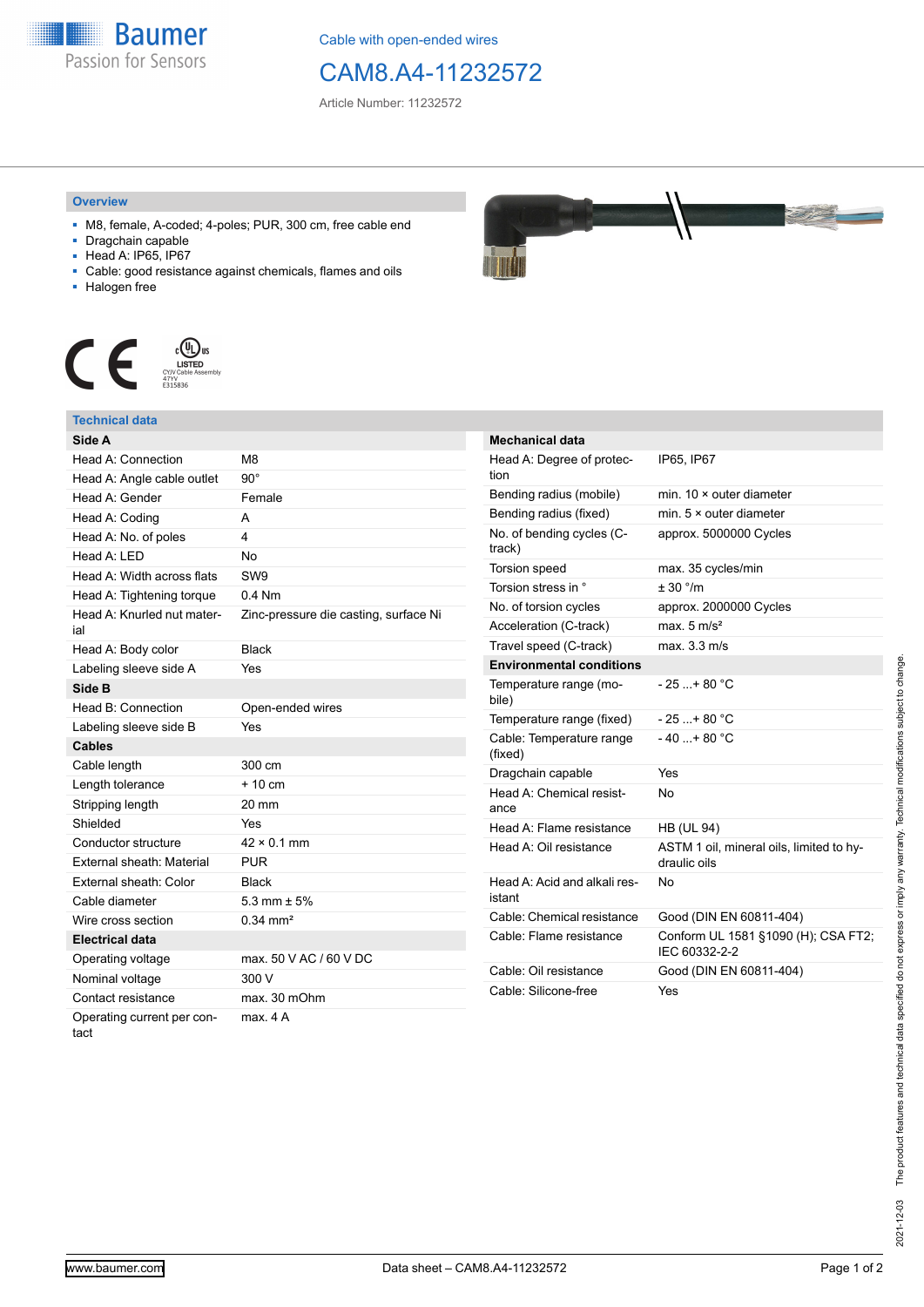Cable with open-ended wires

# CAM8.A4-11232572

Article Number: 11232572

## Overview

- M8, female, A-coded; 4-poles; PUR, 300 cm, free cable end
- Dragchain capable
- Head A: IP65, IP67
- Cable: good resistance against chemicals, flames and oils
- Halogen free

## Technical data

| Side A | |
|---|---|
| Head A: Connection | M8 |
| Head A: Angle cable outlet | 90° |
| Head A: Gender | Female |
| Head A: Coding | A |
| Head A: No. of poles | 4 |
| Head A: LED | No |
| Head A: Width across flats | SW9 |
| Head A: Tightening torque | 0.4 Nm |
| Head A: Knurled nut material | Zinc-pressure die casting, surface Ni |
| Head A: Body color | Black |
| Labeling sleeve side A | Yes |
| **Side B** | |
| Head B: Connection | Open-ended wires |
| Labeling sleeve side B | Yes |
| **Cables** | |
| Cable length | 300 cm |
| Length tolerance | + 10 cm |
| Stripping length | 20 mm |
| Shielded | Yes |
| Conductor structure | 42 × 0.1 mm |
| External sheath: Material | PUR |
| External sheath: Color | Black |
| Cable diameter | 5.3 mm ± 5% |
| Wire cross section | 0.34 mm² |
| **Electrical data** | |
| Operating voltage | max. 50 V AC / 60 V DC |
| Nominal voltage | 300 V |
| Contact resistance | max. 30 mOhm |
| Operating current per contact | max. 4 A |

| Mechanical data | |
|---|---|
| Head A: Degree of protection | IP65, IP67 |
| Bending radius (mobile) | min. 10 × outer diameter |
| Bending radius (fixed) | min. 5 × outer diameter |
| No. of bending cycles (C-track) | approx. 5000000 Cycles |
| Torsion speed | max. 35 cycles/min |
| Torsion stress in ° | ± 30 °/m |
| No. of torsion cycles | approx. 2000000 Cycles |
| Acceleration (C-track) | max. 5 m/s² |
| Travel speed (C-track) | max. 3.3 m/s |
| **Environmental conditions** | |
| Temperature range (mobile) | - 25 ...+ 80 °C |
| Temperature range (fixed) | - 25 ...+ 80 °C |
| Cable: Temperature range (fixed) | - 40 ...+ 80 °C |
| Dragchain capable | Yes |
| Head A: Chemical resistance | No |
| Head A: Flame resistance | HB (UL 94) |
| Head A: Oil resistance | ASTM 1 oil, mineral oils, limited to hydraulic oils |
| Head A: Acid and alkali resistant | No |
| Cable: Chemical resistance | Good (DIN EN 60811-404) |
| Cable: Flame resistance | Conform UL 1581 §1090 (H); CSA FT2; IEC 60332-2-2 |
| Cable: Oil resistance | Good (DIN EN 60811-404) |
| Cable: Silicone-free | Yes |

2021-12-03 The product features and technical data specified do not express or imply any warranty. Technical modifications subject to change.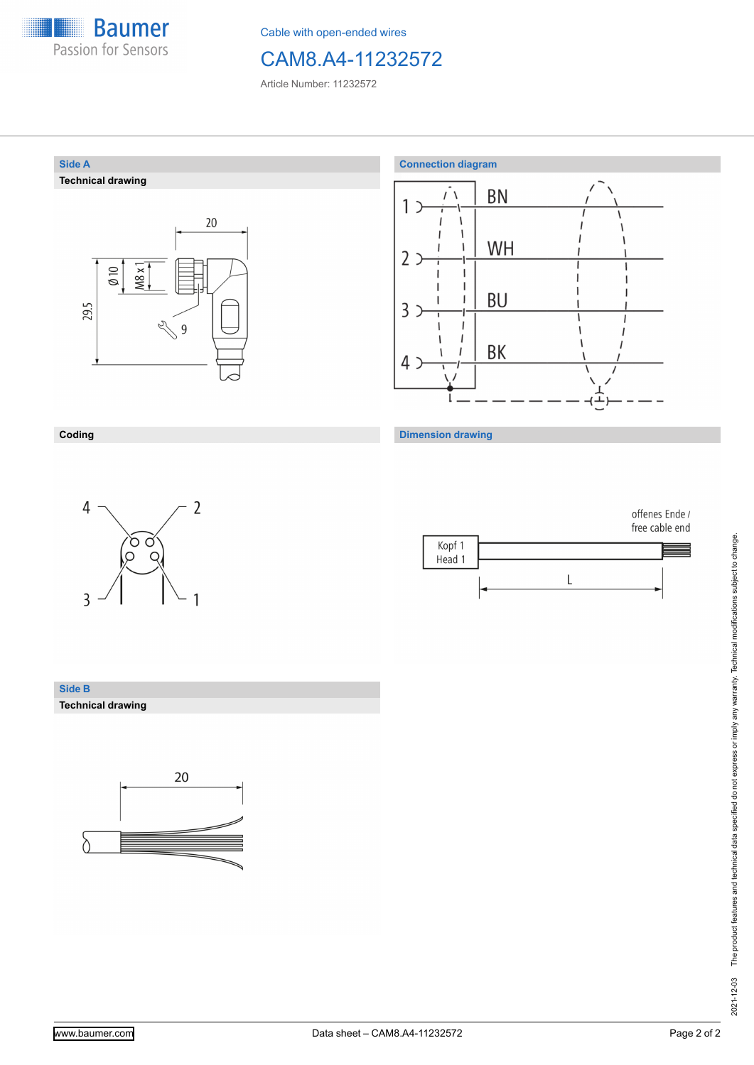Cable with open-ended wires

# CAM8.A4-11232572

Article Number: 11232572

## Side A

### Technical drawing

20

Ø 10

M8 x 1

29.5

9

## Connection diagram

1 BN

2 WH

3 BU

4 BK

### Coding

4 2

3 1

## Dimension drawing

Kopf 1 / Head 1

offenes Ende / free cable end

L

## Side B

### Technical drawing

20

The product features and technical data specified do not express or imply any warranty. Technical modifications subject to change.

2021-12-03

www.baumer.com

Data sheet – CAM8.A4-11232572